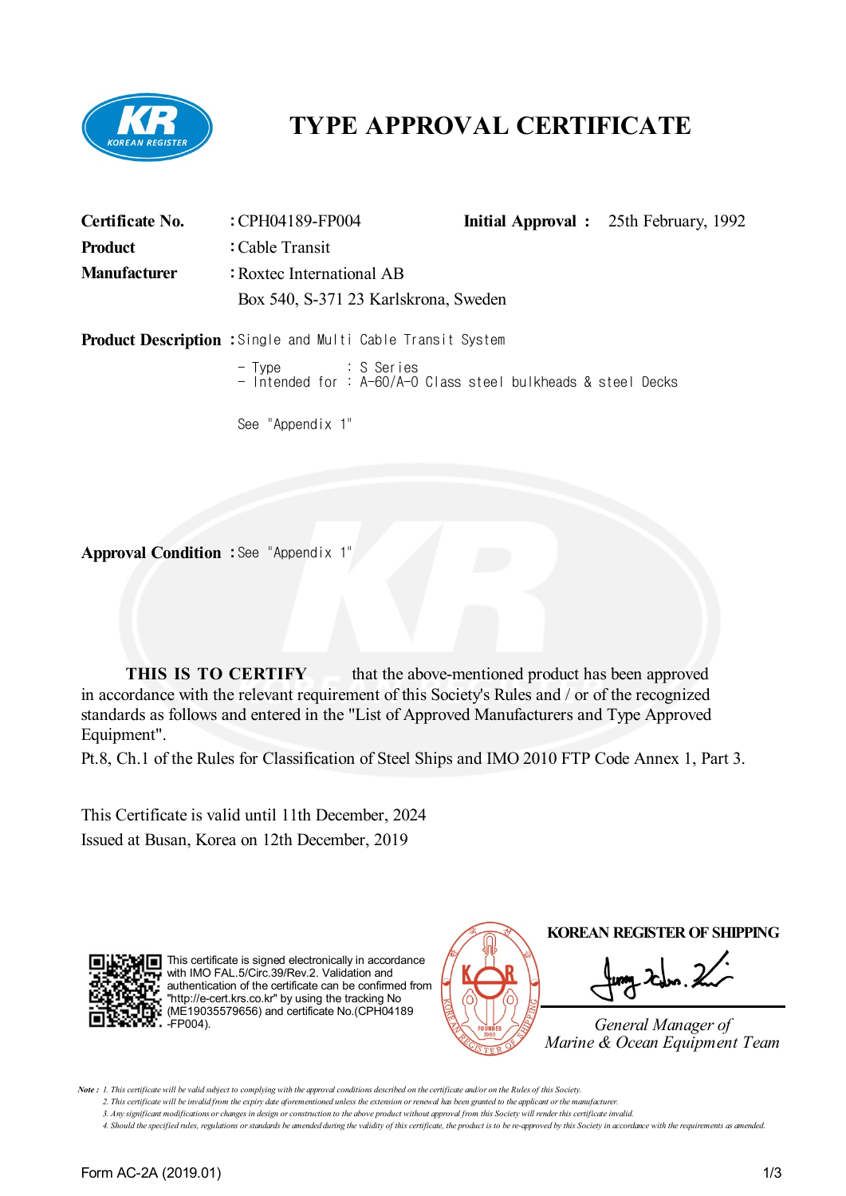# TYPE APPROVAL CERTIFICATE

**Certificate No.** : CPH04189-FP004 **Initial Approval :** 25th February, 1992

**Product** : Cable Transit

**Manufacturer** : Roxtec International AB
Box 540, S-371 23 Karlskrona, Sweden

**Product Description** : Single and Multi Cable Transit System

- Type : S Series
- Intended for : A-60/A-0 Class steel bulkheads & steel Decks

See "Appendix 1"

**Approval Condition** : See "Appendix 1"

**THIS IS TO CERTIFY** that the above-mentioned product has been approved in accordance with the relevant requirement of this Society's Rules and / or of the recognized standards as follows and entered in the "List of Approved Manufacturers and Type Approved Equipment".
Pt.8, Ch.1 of the Rules for Classification of Steel Ships and IMO 2010 FTP Code Annex 1, Part 3.

This Certificate is valid until 11th December, 2024
Issued at Busan, Korea on 12th December, 2019

This certificate is signed electronically in accordance with IMO FAL.5/Circ.39/Rev.2. Validation and authentication of the certificate can be confirmed from "http://e-cert.krs.co.kr" by using the tracking No (ME19035579656) and certificate No.(CPH04189-FP004).

**KOREAN REGISTER OF SHIPPING**

*General Manager of*
*Marine & Ocean Equipment Team*

*Note : 1. This certificate will be valid subject to complying with the approval conditions described on the certificate and/or on the Rules of this Society.*
*2. This certificate will be invalid from the expiry date aforementioned unless the extension or renewal has been granted to the applicant or the manufacturer.*
*3. Any significant modifications or changes in design or construction to the above product without approval from this Society will render this certificate invalid.*
*4. Should the specified rules, regulations or standards be amended during the validity of this certificate, the product is to be re-approved by this Society in accordance with the requirements as amended.*

Form AC-2A (2019.01)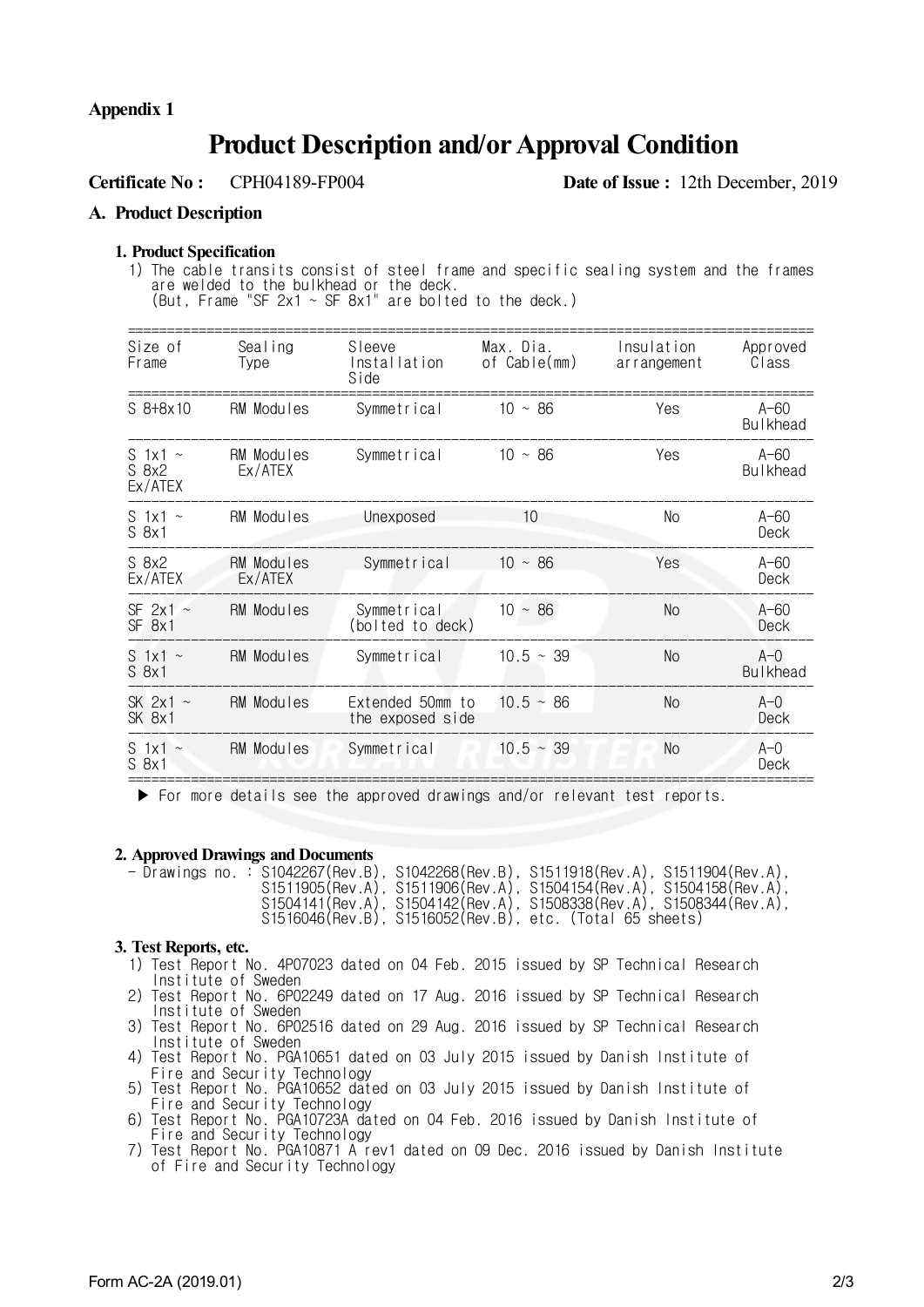**Appendix 1**

# Product Description and/or Approval Condition

**Certificate No :** CPH04189-FP004 **Date of Issue :** 12th December, 2019

## A. Product Description

### 1. Product Specification

1) The cable transits consist of steel frame and specific sealing system and the frames are welded to the bulkhead or the deck.
(But, Frame "SF 2x1 ~ SF 8x1" are bolted to the deck.)

| Size of Frame | Sealing Type | Sleeve Installation Side | Max. Dia. of Cable(mm) | Insulation arrangement | Approved Class |
|---|---|---|---|---|---|
| S 8+8x10 | RM Modules | Symmetrical | 10 ~ 86 | Yes | A-60 Bulkhead |
| S 1x1 ~ S 8x2 Ex/ATEX | RM Modules Ex/ATEX | Symmetrical | 10 ~ 86 | Yes | A-60 Bulkhead |
| S 1x1 ~ S 8x1 | RM Modules | Unexposed | 10 | No | A-60 Deck |
| S 8x2 Ex/ATEX | RM Modules Ex/ATEX | Symmetrical | 10 ~ 86 | Yes | A-60 Deck |
| SF 2x1 ~ SF 8x1 | RM Modules | Symmetrical (bolted to deck) | 10 ~ 86 | No | A-60 Deck |
| S 1x1 ~ S 8x1 | RM Modules | Symmetrical | 10.5 ~ 39 | No | A-0 Bulkhead |
| SK 2x1 ~ SK 8x1 | RM Modules | Extended 50mm to the exposed side | 10.5 ~ 86 | No | A-0 Deck |
| S 1x1 ~ S 8x1 | RM Modules | Symmetrical | 10.5 ~ 39 | No | A-0 Deck |

▶ For more details see the approved drawings and/or relevant test reports.

### 2. Approved Drawings and Documents

- Drawings no. : S1042267(Rev.B), S1042268(Rev.B), S1511918(Rev.A), S1511904(Rev.A), S1511905(Rev.A), S1511906(Rev.A), S1504154(Rev.A), S1504158(Rev.A), S1504141(Rev.A), S1504142(Rev.A), S1508338(Rev.A), S1508344(Rev.A), S1516046(Rev.B), S1516052(Rev.B), etc. (Total 65 sheets)

### 3. Test Reports, etc.

1) Test Report No. 4P07023 dated on 04 Feb. 2015 issued by SP Technical Research Institute of Sweden
2) Test Report No. 6P02249 dated on 17 Aug. 2016 issued by SP Technical Research Institute of Sweden
3) Test Report No. 6P02516 dated on 29 Aug. 2016 issued by SP Technical Research Institute of Sweden
4) Test Report No. PGA10651 dated on 03 July 2015 issued by Danish Institute of Fire and Security Technology
5) Test Report No. PGA10652 dated on 03 July 2015 issued by Danish Institute of Fire and Security Technology
6) Test Report No. PGA10723A dated on 04 Feb. 2016 issued by Danish Institute of Fire and Security Technology
7) Test Report No. PGA10871 A rev1 dated on 09 Dec. 2016 issued by Danish Institute of Fire and Security Technology

Form AC-2A (2019.01)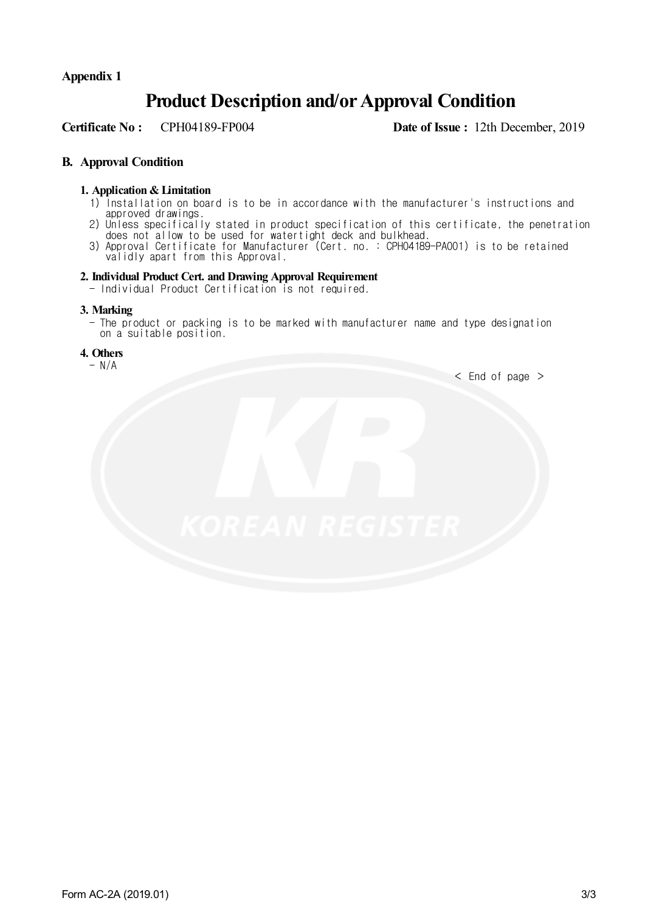**Appendix 1**

# Product Description and/or Approval Condition

**Certificate No :** CPH04189-FP004 **Date of Issue :** 12th December, 2019

## B. Approval Condition

### 1. Application & Limitation

1) Installation on board is to be in accordance with the manufacturer's instructions and approved drawings.
2) Unless specifically stated in product specification of this certificate, the penetration does not allow to be used for watertight deck and bulkhead.
3) Approval Certificate for Manufacturer (Cert. no. : CPH04189-PA001) is to be retained validly apart from this Approval.

### 2. Individual Product Cert. and Drawing Approval Requirement

- Individual Product Certification is not required.

### 3. Marking

- The product or packing is to be marked with manufacturer name and type designation on a suitable position.

### 4. Others

- N/A

< End of page >

Form AC-2A (2019.01)